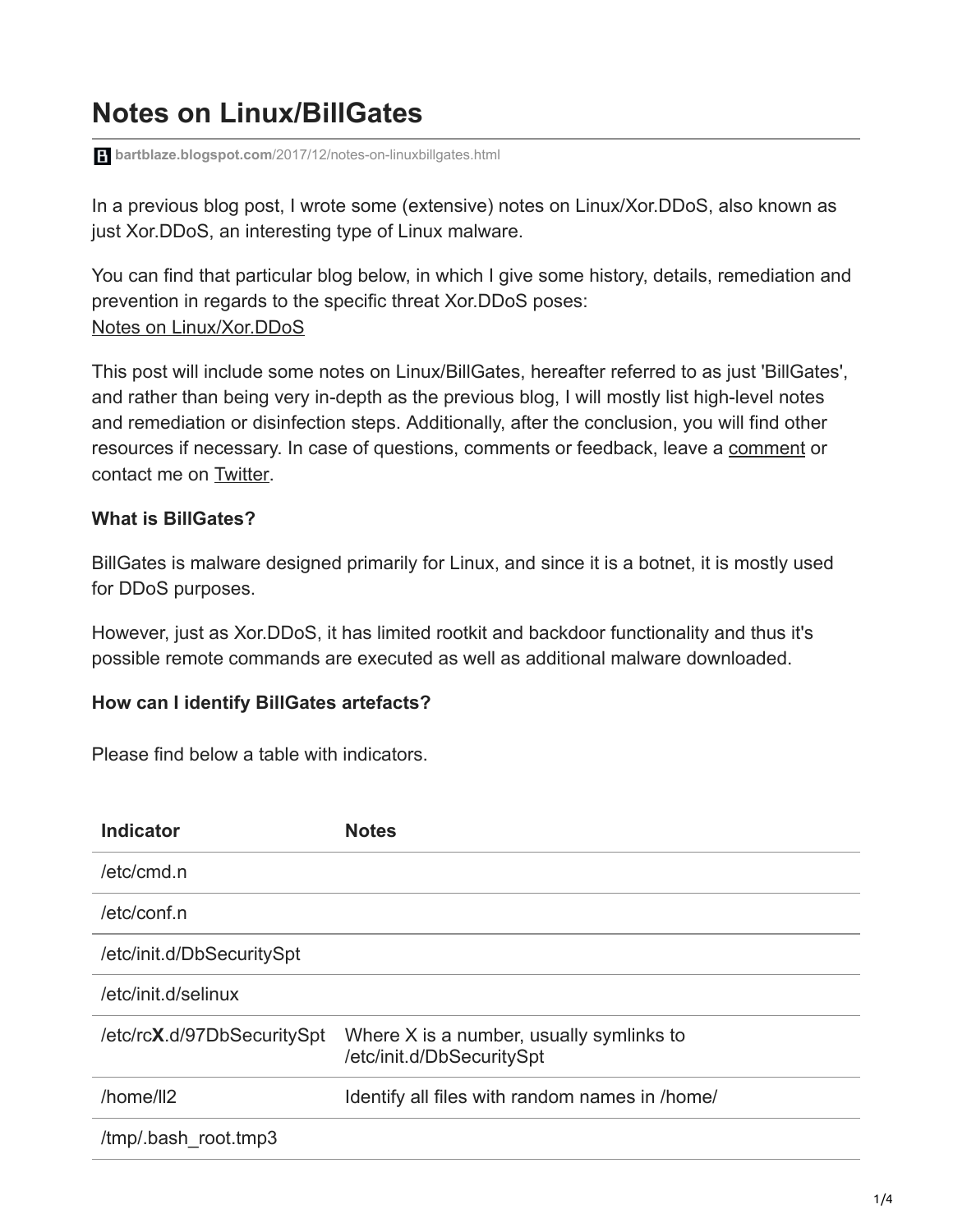# Notes on Linux/BillGates

bartblaze.blogspot.com/2017/12/notes-on-linuxbillgates.html

In a previous blog post, I wrote some (extensive) notes on Linux/Xor.DDoS, also known as just Xor.DDoS, an interesting type of Linux malware.

You can find that particular blog below, in which I give some history, details, remediation and prevention in regards to the specific threat Xor.DDoS poses:
Notes on Linux/Xor.DDoS

This post will include some notes on Linux/BillGates, hereafter referred to as just 'BillGates', and rather than being very in-depth as the previous blog, I will mostly list high-level notes and remediation or disinfection steps. Additionally, after the conclusion, you will find other resources if necessary. In case of questions, comments or feedback, leave a comment or contact me on Twitter.

**What is BillGates?**

BillGates is malware designed primarily for Linux, and since it is a botnet, it is mostly used for DDoS purposes.

However, just as Xor.DDoS, it has limited rootkit and backdoor functionality and thus it's possible remote commands are executed as well as additional malware downloaded.

**How can I identify BillGates artefacts?**

Please find below a table with indicators.

| Indicator | Notes |
| --- | --- |
| /etc/cmd.n | |
| /etc/conf.n | |
| /etc/init.d/DbSecuritySpt | |
| /etc/init.d/selinux | |
| /etc/rc**X**.d/97DbSecuritySpt | Where X is a number, usually symlinks to /etc/init.d/DbSecuritySpt |
| /home/ll2 | Identify all files with random names in /home/ |
| /tmp/.bash_root.tmp3 | |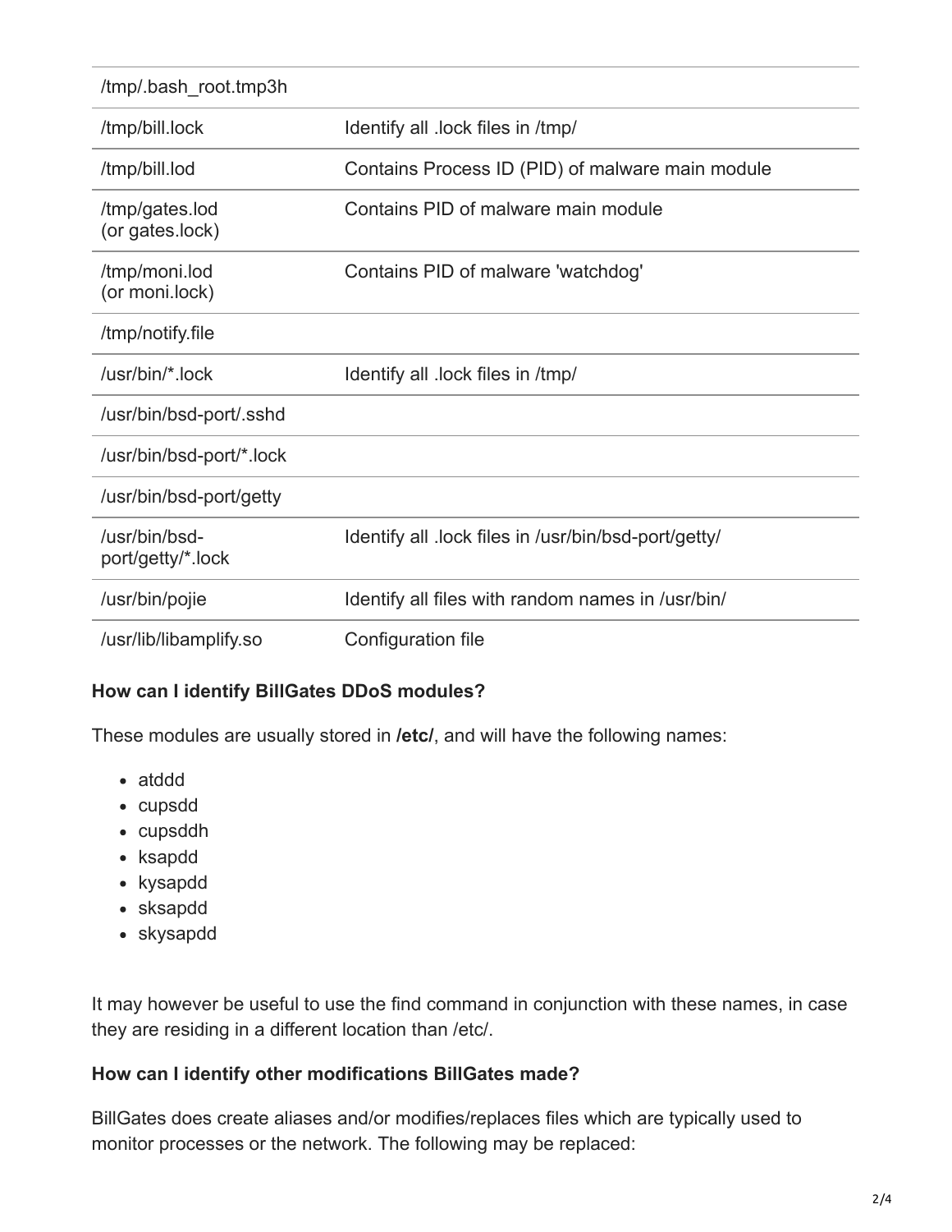| | |
|---|---|
| /tmp/.bash_root.tmp3h | |
| /tmp/bill.lock | Identify all .lock files in /tmp/ |
| /tmp/bill.lod | Contains Process ID (PID) of malware main module |
| /tmp/gates.lod (or gates.lock) | Contains PID of malware main module |
| /tmp/moni.lod (or moni.lock) | Contains PID of malware 'watchdog' |
| /tmp/notify.file | |
| /usr/bin/*.lock | Identify all .lock files in /tmp/ |
| /usr/bin/bsd-port/.sshd | |
| /usr/bin/bsd-port/*.lock | |
| /usr/bin/bsd-port/getty | |
| /usr/bin/bsd-port/getty/*.lock | Identify all .lock files in /usr/bin/bsd-port/getty/ |
| /usr/bin/pojie | Identify all files with random names in /usr/bin/ |
| /usr/lib/libamplify.so | Configuration file |

**How can I identify BillGates DDoS modules?**

These modules are usually stored in **/etc/**, and will have the following names:

- atddd
- cupsdd
- cupsddh
- ksapdd
- kysapdd
- sksapdd
- skysapdd

It may however be useful to use the find command in conjunction with these names, in case they are residing in a different location than /etc/.

**How can I identify other modifications BillGates made?**

BillGates does create aliases and/or modifies/replaces files which are typically used to monitor processes or the network. The following may be replaced: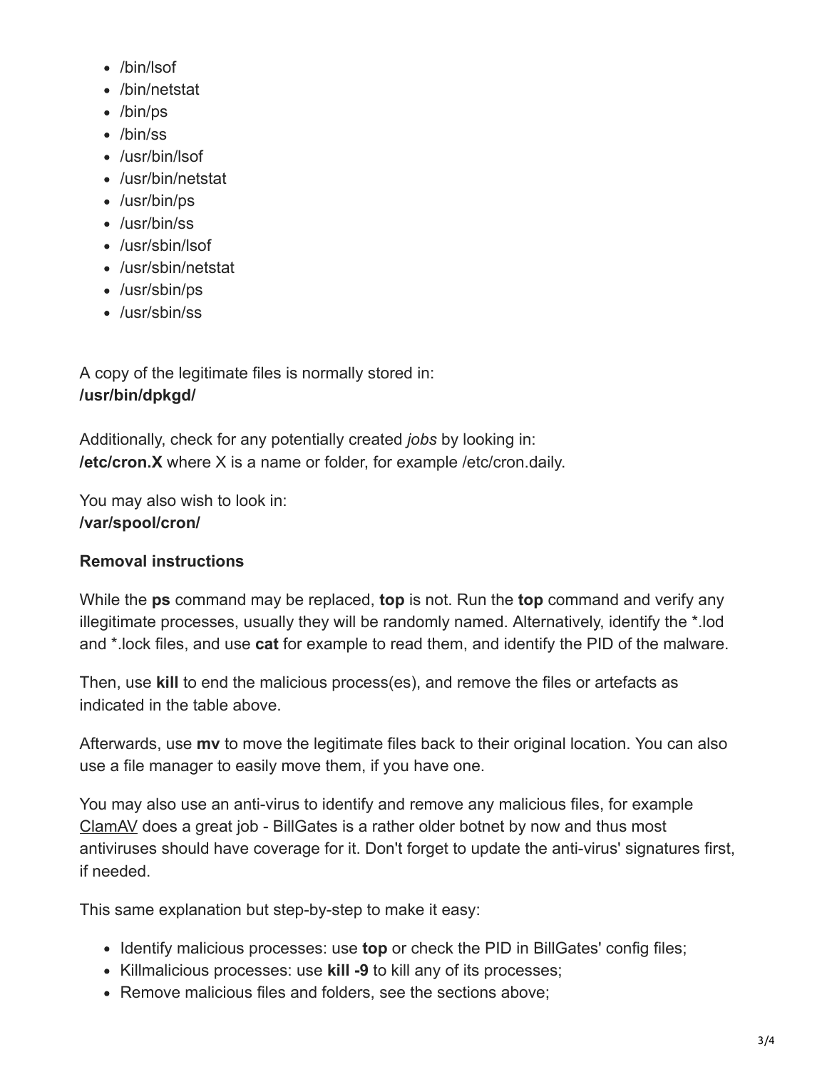- /bin/lsof
- /bin/netstat
- /bin/ps
- /bin/ss
- /usr/bin/lsof
- /usr/bin/netstat
- /usr/bin/ps
- /usr/bin/ss
- /usr/sbin/lsof
- /usr/sbin/netstat
- /usr/sbin/ps
- /usr/sbin/ss

A copy of the legitimate files is normally stored in:
**/usr/bin/dpkgd/**

Additionally, check for any potentially created *jobs* by looking in:
**/etc/cron.X** where X is a name or folder, for example /etc/cron.daily.

You may also wish to look in:
**/var/spool/cron/**

**Removal instructions**

While the **ps** command may be replaced, **top** is not. Run the **top** command and verify any illegitimate processes, usually they will be randomly named. Alternatively, identify the *.lod and *.lock files, and use **cat** for example to read them, and identify the PID of the malware.

Then, use **kill** to end the malicious process(es), and remove the files or artefacts as indicated in the table above.

Afterwards, use **mv** to move the legitimate files back to their original location. You can also use a file manager to easily move them, if you have one.

You may also use an anti-virus to identify and remove any malicious files, for example ClamAV does a great job - BillGates is a rather older botnet by now and thus most antiviruses should have coverage for it. Don't forget to update the anti-virus' signatures first, if needed.

This same explanation but step-by-step to make it easy:

- Identify malicious processes: use **top** or check the PID in BillGates' config files;
- Killmalicious processes: use **kill -9** to kill any of its processes;
- Remove malicious files and folders, see the sections above;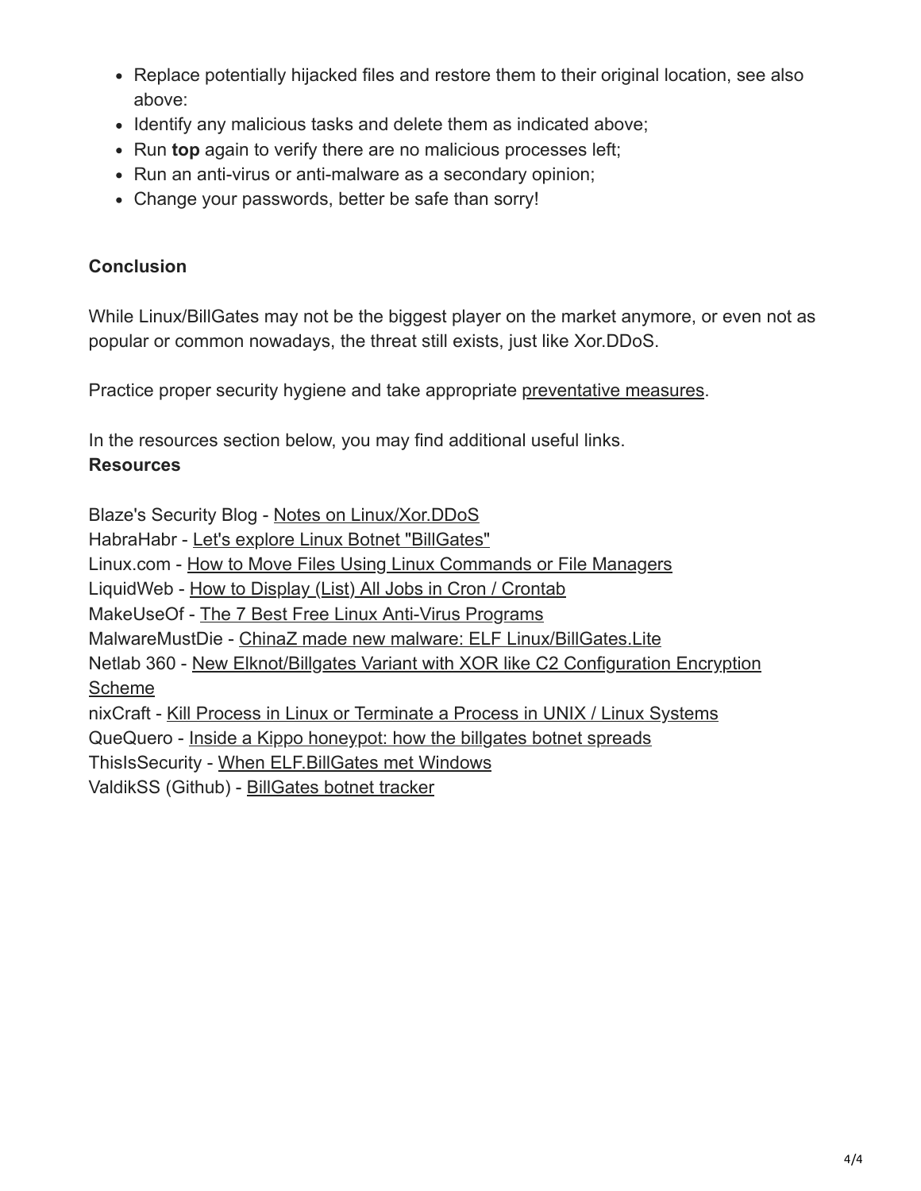- Replace potentially hijacked files and restore them to their original location, see also above:
- Identify any malicious tasks and delete them as indicated above;
- Run **top** again to verify there are no malicious processes left;
- Run an anti-virus or anti-malware as a secondary opinion;
- Change your passwords, better be safe than sorry!

**Conclusion**

While Linux/BillGates may not be the biggest player on the market anymore, or even not as popular or common nowadays, the threat still exists, just like Xor.DDoS.

Practice proper security hygiene and take appropriate preventative measures.

In the resources section below, you may find additional useful links.

**Resources**

Blaze's Security Blog - Notes on Linux/Xor.DDoS
HabraHabr - Let's explore Linux Botnet "BillGates"
Linux.com - How to Move Files Using Linux Commands or File Managers
LiquidWeb - How to Display (List) All Jobs in Cron / Crontab
MakeUseOf - The 7 Best Free Linux Anti-Virus Programs
MalwareMustDie - ChinaZ made new malware: ELF Linux/BillGates.Lite
Netlab 360 - New Elknot/Billgates Variant with XOR like C2 Configuration Encryption Scheme
nixCraft - Kill Process in Linux or Terminate a Process in UNIX / Linux Systems
QueQuero - Inside a Kippo honeypot: how the billgates botnet spreads
ThisIsSecurity - When ELF.BillGates met Windows
ValdikSS (Github) - BillGates botnet tracker